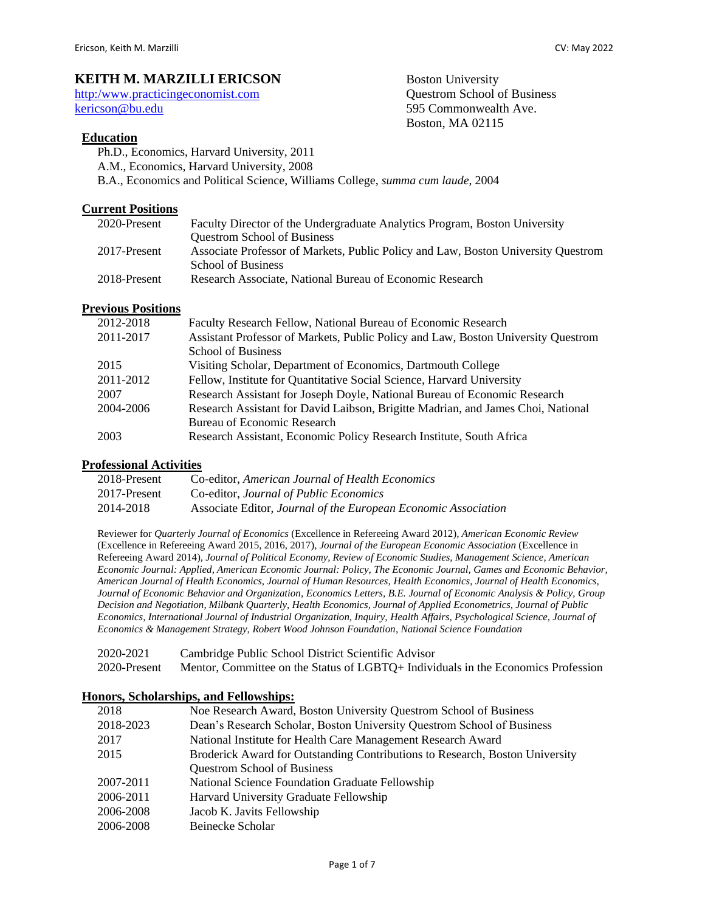# KEITH M. MARZILLI ERICSON

http:/www.practicingeconomist.com
kericson@bu.edu

Boston University
Questrom School of Business
595 Commonwealth Ave.
Boston, MA 02115

## Education

Ph.D., Economics, Harvard University, 2011
A.M., Economics, Harvard University, 2008
B.A., Economics and Political Science, Williams College, *summa cum laude*, 2004

## Current Positions

| | |
|---|---|
| 2020-Present | Faculty Director of the Undergraduate Analytics Program, Boston University Questrom School of Business |
| 2017-Present | Associate Professor of Markets, Public Policy and Law, Boston University Questrom School of Business |
| 2018-Present | Research Associate, National Bureau of Economic Research |

## Previous Positions

| | |
|---|---|
| 2012-2018 | Faculty Research Fellow, National Bureau of Economic Research |
| 2011-2017 | Assistant Professor of Markets, Public Policy and Law, Boston University Questrom School of Business |
| 2015 | Visiting Scholar, Department of Economics, Dartmouth College |
| 2011-2012 | Fellow, Institute for Quantitative Social Science, Harvard University |
| 2007 | Research Assistant for Joseph Doyle, National Bureau of Economic Research |
| 2004-2006 | Research Assistant for David Laibson, Brigitte Madrian, and James Choi, National Bureau of Economic Research |
| 2003 | Research Assistant, Economic Policy Research Institute, South Africa |

## Professional Activities

| | |
|---|---|
| 2018-Present | Co-editor, *American Journal of Health Economics* |
| 2017-Present | Co-editor, *Journal of Public Economics* |
| 2014-2018 | Associate Editor, *Journal of the European Economic Association* |

Reviewer for *Quarterly Journal of Economics* (Excellence in Refereeing Award 2012), *American Economic Review* (Excellence in Refereeing Award 2015, 2016, 2017), *Journal of the European Economic Association* (Excellence in Refereeing Award 2014), *Journal of Political Economy, Review of Economic Studies, Management Science, American Economic Journal: Applied, American Economic Journal: Policy, The Economic Journal, Games and Economic Behavior, American Journal of Health Economics, Journal of Human Resources, Health Economics, Journal of Health Economics, Journal of Economic Behavior and Organization, Economics Letters, B.E. Journal of Economic Analysis & Policy, Group Decision and Negotiation, Milbank Quarterly, Health Economics, Journal of Applied Econometrics, Journal of Public Economics, International Journal of Industrial Organization, Inquiry, Health Affairs, Psychological Science, Journal of Economics & Management Strategy, Robert Wood Johnson Foundation, National Science Foundation*

| | |
|---|---|
| 2020-2021 | Cambridge Public School District Scientific Advisor |
| 2020-Present | Mentor, Committee on the Status of LGBTQ+ Individuals in the Economics Profession |

## Honors, Scholarships, and Fellowships:

| | |
|---|---|
| 2018 | Noe Research Award, Boston University Questrom School of Business |
| 2018-2023 | Dean's Research Scholar, Boston University Questrom School of Business |
| 2017 | National Institute for Health Care Management Research Award |
| 2015 | Broderick Award for Outstanding Contributions to Research, Boston University Questrom School of Business |
| 2007-2011 | National Science Foundation Graduate Fellowship |
| 2006-2011 | Harvard University Graduate Fellowship |
| 2006-2008 | Jacob K. Javits Fellowship |
| 2006-2008 | Beinecke Scholar |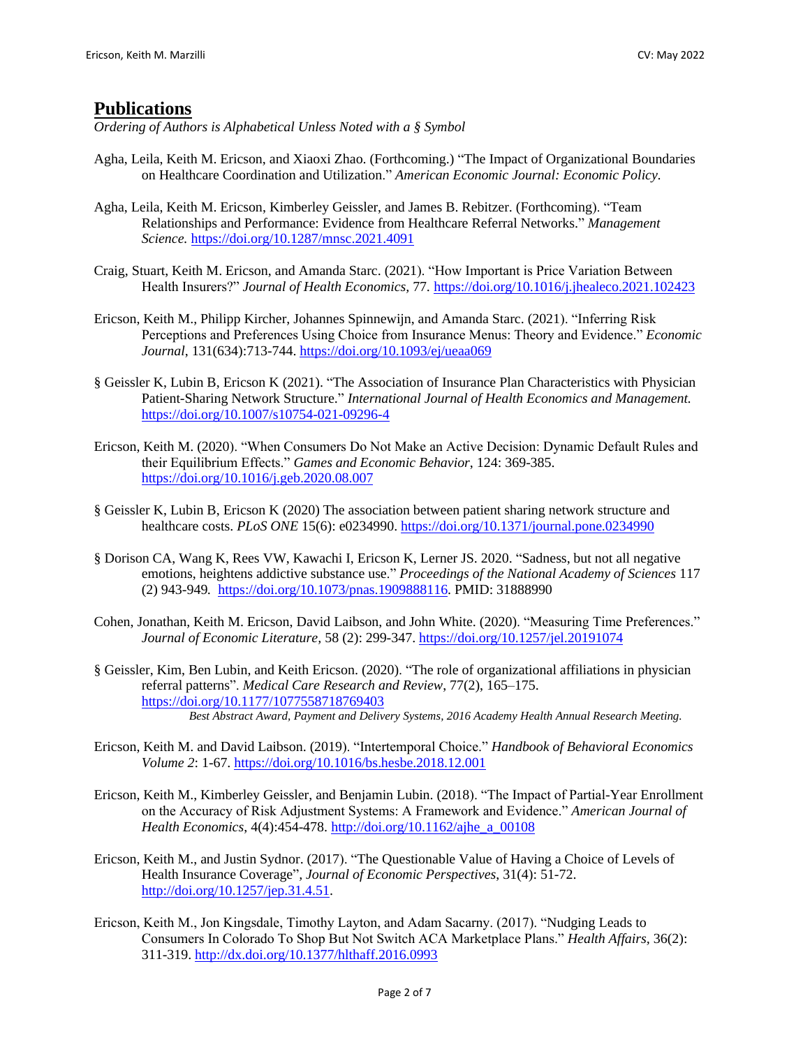## **Publications**

*Ordering of Authors is Alphabetical Unless Noted with a § Symbol*

Agha, Leila, Keith M. Ericson, and Xiaoxi Zhao. (Forthcoming.) "The Impact of Organizational Boundaries on Healthcare Coordination and Utilization." *American Economic Journal: Economic Policy.*

Agha, Leila, Keith M. Ericson, Kimberley Geissler, and James B. Rebitzer. (Forthcoming). "Team Relationships and Performance: Evidence from Healthcare Referral Networks." *Management Science.* https://doi.org/10.1287/mnsc.2021.4091

Craig, Stuart, Keith M. Ericson, and Amanda Starc. (2021). "How Important is Price Variation Between Health Insurers?" *Journal of Health Economics*, 77. https://doi.org/10.1016/j.jhealeco.2021.102423

Ericson, Keith M., Philipp Kircher, Johannes Spinnewijn, and Amanda Starc. (2021). "Inferring Risk Perceptions and Preferences Using Choice from Insurance Menus: Theory and Evidence." *Economic Journal*, 131(634):713-744. https://doi.org/10.1093/ej/ueaa069

§ Geissler K, Lubin B, Ericson K (2021). "The Association of Insurance Plan Characteristics with Physician Patient-Sharing Network Structure." *International Journal of Health Economics and Management.* https://doi.org/10.1007/s10754-021-09296-4

Ericson, Keith M. (2020). "When Consumers Do Not Make an Active Decision: Dynamic Default Rules and their Equilibrium Effects." *Games and Economic Behavior*, 124: 369-385. https://doi.org/10.1016/j.geb.2020.08.007

§ Geissler K, Lubin B, Ericson K (2020) The association between patient sharing network structure and healthcare costs. *PLoS ONE* 15(6): e0234990. https://doi.org/10.1371/journal.pone.0234990

§ Dorison CA, Wang K, Rees VW, Kawachi I, Ericson K, Lerner JS. 2020. "Sadness, but not all negative emotions, heightens addictive substance use." *Proceedings of the National Academy of Sciences* 117 (2) 943-949. https://doi.org/10.1073/pnas.1909888116. PMID: 31888990

Cohen, Jonathan, Keith M. Ericson, David Laibson, and John White. (2020). "Measuring Time Preferences." *Journal of Economic Literature*, 58 (2): 299-347. https://doi.org/10.1257/jel.20191074

§ Geissler, Kim, Ben Lubin, and Keith Ericson. (2020). "The role of organizational affiliations in physician referral patterns". *Medical Care Research and Review*, 77(2), 165–175. https://doi.org/10.1177/1077558718769403
*Best Abstract Award, Payment and Delivery Systems, 2016 Academy Health Annual Research Meeting.*

Ericson, Keith M. and David Laibson. (2019). "Intertemporal Choice." *Handbook of Behavioral Economics Volume 2*: 1-67. https://doi.org/10.1016/bs.hesbe.2018.12.001

Ericson, Keith M., Kimberley Geissler, and Benjamin Lubin. (2018). "The Impact of Partial-Year Enrollment on the Accuracy of Risk Adjustment Systems: A Framework and Evidence." *American Journal of Health Economics*, 4(4):454-478. http://doi.org/10.1162/ajhe_a_00108

Ericson, Keith M., and Justin Sydnor. (2017). "The Questionable Value of Having a Choice of Levels of Health Insurance Coverage", *Journal of Economic Perspectives*, 31(4): 51-72. http://doi.org/10.1257/jep.31.4.51.

Ericson, Keith M., Jon Kingsdale, Timothy Layton, and Adam Sacarny. (2017). "Nudging Leads to Consumers In Colorado To Shop But Not Switch ACA Marketplace Plans." *Health Affairs*, 36(2): 311-319. http://dx.doi.org/10.1377/hlthaff.2016.0993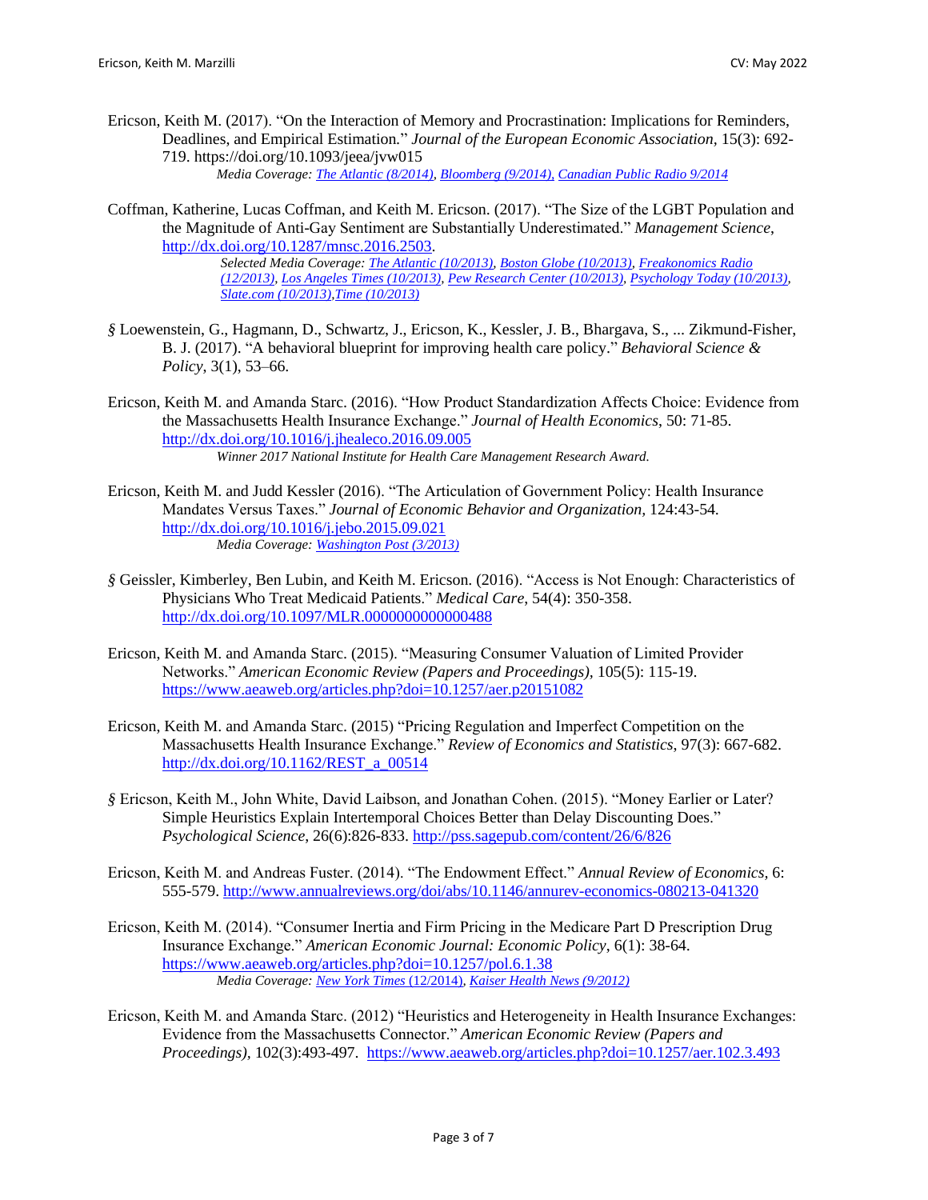Ericson, Keith M. (2017). "On the Interaction of Memory and Procrastination: Implications for Reminders, Deadlines, and Empirical Estimation." *Journal of the European Economic Association*, 15(3): 692-719. https://doi.org/10.1093/jeea/jvw015
*Media Coverage: The Atlantic (8/2014), Bloomberg (9/2014), Canadian Public Radio 9/2014*

Coffman, Katherine, Lucas Coffman, and Keith M. Ericson. (2017). "The Size of the LGBT Population and the Magnitude of Anti-Gay Sentiment are Substantially Underestimated." *Management Science*, http://dx.doi.org/10.1287/mnsc.2016.2503.
*Selected Media Coverage: The Atlantic (10/2013), Boston Globe (10/2013), Freakonomics Radio (12/2013), Los Angeles Times (10/2013), Pew Research Center (10/2013), Psychology Today (10/2013), Slate.com (10/2013), Time (10/2013)*

§ Loewenstein, G., Hagmann, D., Schwartz, J., Ericson, K., Kessler, J. B., Bhargava, S., ... Zikmund-Fisher, B. J. (2017). "A behavioral blueprint for improving health care policy." *Behavioral Science & Policy*, 3(1), 53–66.

Ericson, Keith M. and Amanda Starc. (2016). "How Product Standardization Affects Choice: Evidence from the Massachusetts Health Insurance Exchange." *Journal of Health Economics*, 50: 71-85. http://dx.doi.org/10.1016/j.jhealeco.2016.09.005
*Winner 2017 National Institute for Health Care Management Research Award.*

Ericson, Keith M. and Judd Kessler (2016). "The Articulation of Government Policy: Health Insurance Mandates Versus Taxes." *Journal of Economic Behavior and Organization*, 124:43-54. http://dx.doi.org/10.1016/j.jebo.2015.09.021
*Media Coverage: Washington Post (3/2013)*

§ Geissler, Kimberley, Ben Lubin, and Keith M. Ericson. (2016). "Access is Not Enough: Characteristics of Physicians Who Treat Medicaid Patients." *Medical Care*, 54(4): 350-358. http://dx.doi.org/10.1097/MLR.0000000000000488

Ericson, Keith M. and Amanda Starc. (2015). "Measuring Consumer Valuation of Limited Provider Networks." *American Economic Review (Papers and Proceedings)*, 105(5): 115-19. https://www.aeaweb.org/articles.php?doi=10.1257/aer.p20151082

Ericson, Keith M. and Amanda Starc. (2015) "Pricing Regulation and Imperfect Competition on the Massachusetts Health Insurance Exchange." *Review of Economics and Statistics*, 97(3): 667-682. http://dx.doi.org/10.1162/REST_a_00514

§ Ericson, Keith M., John White, David Laibson, and Jonathan Cohen. (2015). "Money Earlier or Later? Simple Heuristics Explain Intertemporal Choices Better than Delay Discounting Does." *Psychological Science*, 26(6):826-833. http://pss.sagepub.com/content/26/6/826

Ericson, Keith M. and Andreas Fuster. (2014). "The Endowment Effect." *Annual Review of Economics*, 6: 555-579. http://www.annualreviews.org/doi/abs/10.1146/annurev-economics-080213-041320

Ericson, Keith M. (2014). "Consumer Inertia and Firm Pricing in the Medicare Part D Prescription Drug Insurance Exchange." *American Economic Journal: Economic Policy*, 6(1): 38-64. https://www.aeaweb.org/articles.php?doi=10.1257/pol.6.1.38
*Media Coverage: New York Times (12/2014), Kaiser Health News (9/2012)*

Ericson, Keith M. and Amanda Starc. (2012) "Heuristics and Heterogeneity in Health Insurance Exchanges: Evidence from the Massachusetts Connector." *American Economic Review (Papers and Proceedings)*, 102(3):493-497. https://www.aeaweb.org/articles.php?doi=10.1257/aer.102.3.493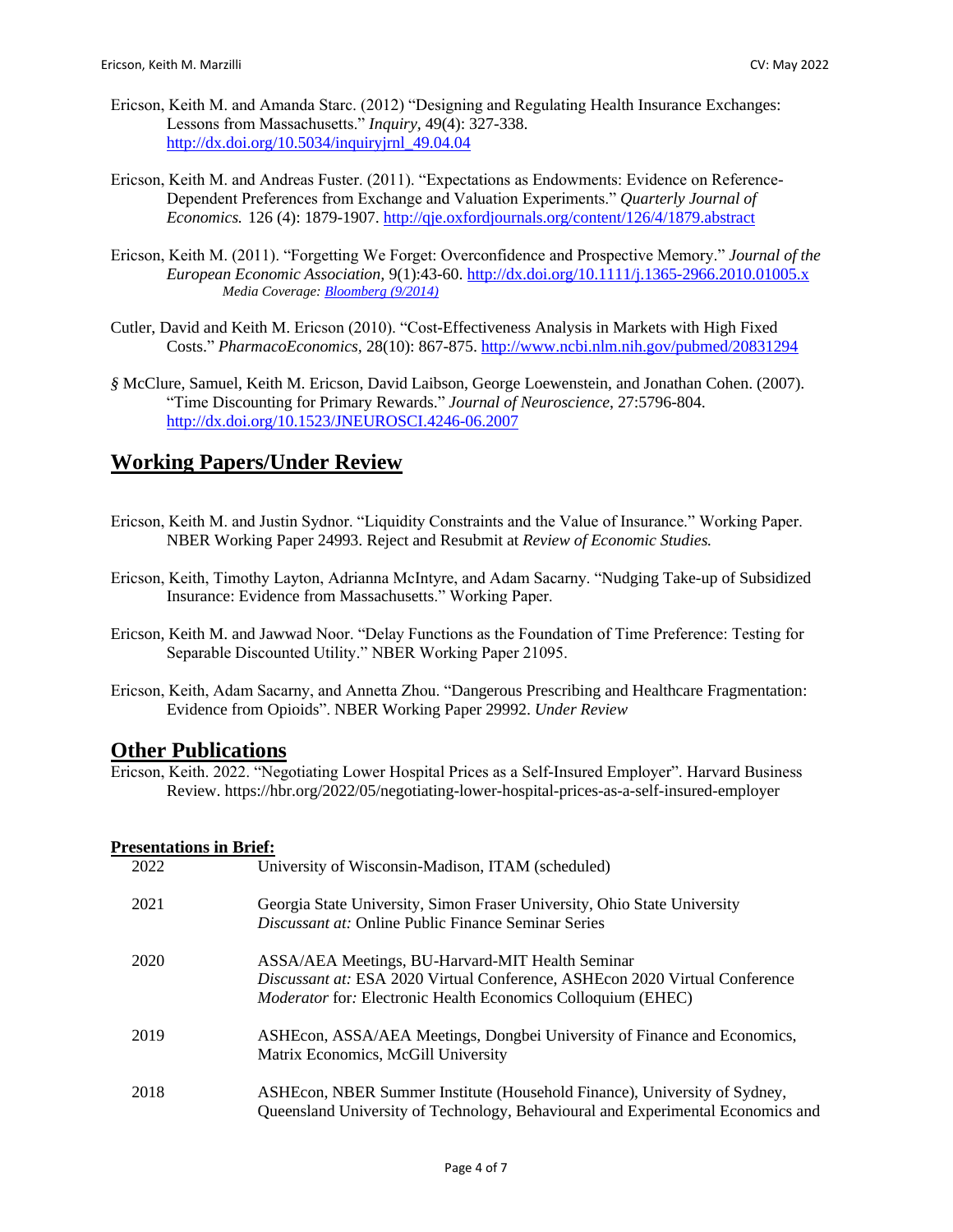Ericson, Keith M. and Amanda Starc. (2012) "Designing and Regulating Health Insurance Exchanges: Lessons from Massachusetts." *Inquiry,* 49(4): 327-338. http://dx.doi.org/10.5034/inquiryjrnl_49.04.04

Ericson, Keith M. and Andreas Fuster. (2011). "Expectations as Endowments: Evidence on Reference-Dependent Preferences from Exchange and Valuation Experiments." *Quarterly Journal of Economics.* 126 (4): 1879-1907. http://qje.oxfordjournals.org/content/126/4/1879.abstract

Ericson, Keith M. (2011). "Forgetting We Forget: Overconfidence and Prospective Memory." *Journal of the European Economic Association,* 9(1):43-60. http://dx.doi.org/10.1111/j.1365-2966.2010.01005.x
*Media Coverage: Bloomberg (9/2014)*

Cutler, David and Keith M. Ericson (2010). "Cost-Effectiveness Analysis in Markets with High Fixed Costs." *PharmacoEconomics,* 28(10): 867-875. http://www.ncbi.nlm.nih.gov/pubmed/20831294

*§* McClure, Samuel, Keith M. Ericson, David Laibson, George Loewenstein, and Jonathan Cohen. (2007). "Time Discounting for Primary Rewards." *Journal of Neuroscience*, 27:5796-804. http://dx.doi.org/10.1523/JNEUROSCI.4246-06.2007

## Working Papers/Under Review

Ericson, Keith M. and Justin Sydnor. "Liquidity Constraints and the Value of Insurance." Working Paper. NBER Working Paper 24993. Reject and Resubmit at *Review of Economic Studies.*

Ericson, Keith, Timothy Layton, Adrianna McIntyre, and Adam Sacarny. "Nudging Take-up of Subsidized Insurance: Evidence from Massachusetts." Working Paper.

Ericson, Keith M. and Jawwad Noor. "Delay Functions as the Foundation of Time Preference: Testing for Separable Discounted Utility." NBER Working Paper 21095.

Ericson, Keith, Adam Sacarny, and Annetta Zhou. "Dangerous Prescribing and Healthcare Fragmentation: Evidence from Opioids". NBER Working Paper 29992. *Under Review*

## Other Publications

Ericson, Keith. 2022. "Negotiating Lower Hospital Prices as a Self-Insured Employer". Harvard Business Review. https://hbr.org/2022/05/negotiating-lower-hospital-prices-as-a-self-insured-employer

**Presentations in Brief:**

| | |
|---|---|
| 2022 | University of Wisconsin-Madison, ITAM (scheduled) |
| 2021 | Georgia State University, Simon Fraser University, Ohio State University<br>*Discussant at:* Online Public Finance Seminar Series |
| 2020 | ASSA/AEA Meetings, BU-Harvard-MIT Health Seminar<br>*Discussant at:* ESA 2020 Virtual Conference, ASHEcon 2020 Virtual Conference<br>*Moderator* for*:* Electronic Health Economics Colloquium (EHEC) |
| 2019 | ASHEcon, ASSA/AEA Meetings, Dongbei University of Finance and Economics, Matrix Economics, McGill University |
| 2018 | ASHEcon, NBER Summer Institute (Household Finance), University of Sydney, Queensland University of Technology, Behavioural and Experimental Economics and |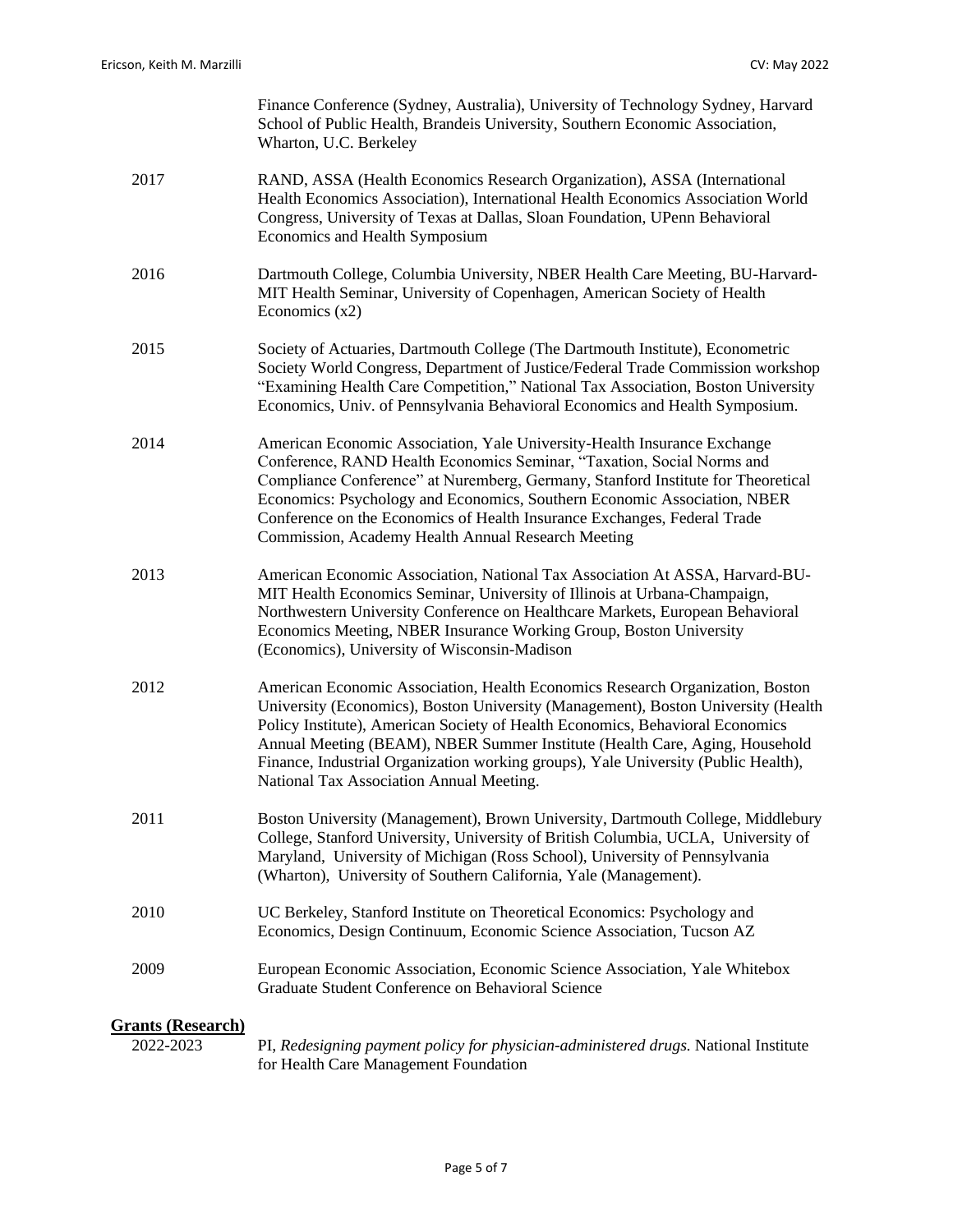| | |
|---|---|
| | Finance Conference (Sydney, Australia), University of Technology Sydney, Harvard School of Public Health, Brandeis University, Southern Economic Association, Wharton, U.C. Berkeley |
| 2017 | RAND, ASSA (Health Economics Research Organization), ASSA (International Health Economics Association), International Health Economics Association World Congress, University of Texas at Dallas, Sloan Foundation, UPenn Behavioral Economics and Health Symposium |
| 2016 | Dartmouth College, Columbia University, NBER Health Care Meeting, BU-Harvard-MIT Health Seminar, University of Copenhagen, American Society of Health Economics (x2) |
| 2015 | Society of Actuaries, Dartmouth College (The Dartmouth Institute), Econometric Society World Congress, Department of Justice/Federal Trade Commission workshop "Examining Health Care Competition," National Tax Association, Boston University Economics, Univ. of Pennsylvania Behavioral Economics and Health Symposium. |
| 2014 | American Economic Association, Yale University-Health Insurance Exchange Conference, RAND Health Economics Seminar, "Taxation, Social Norms and Compliance Conference" at Nuremberg, Germany, Stanford Institute for Theoretical Economics: Psychology and Economics, Southern Economic Association, NBER Conference on the Economics of Health Insurance Exchanges, Federal Trade Commission, Academy Health Annual Research Meeting |
| 2013 | American Economic Association, National Tax Association At ASSA, Harvard-BU-MIT Health Economics Seminar, University of Illinois at Urbana-Champaign, Northwestern University Conference on Healthcare Markets, European Behavioral Economics Meeting, NBER Insurance Working Group, Boston University (Economics), University of Wisconsin-Madison |
| 2012 | American Economic Association, Health Economics Research Organization, Boston University (Economics), Boston University (Management), Boston University (Health Policy Institute), American Society of Health Economics, Behavioral Economics Annual Meeting (BEAM), NBER Summer Institute (Health Care, Aging, Household Finance, Industrial Organization working groups), Yale University (Public Health), National Tax Association Annual Meeting. |
| 2011 | Boston University (Management), Brown University, Dartmouth College, Middlebury College, Stanford University, University of British Columbia, UCLA, University of Maryland, University of Michigan (Ross School), University of Pennsylvania (Wharton), University of Southern California, Yale (Management). |
| 2010 | UC Berkeley, Stanford Institute on Theoretical Economics: Psychology and Economics, Design Continuum, Economic Science Association, Tucson AZ |
| 2009 | European Economic Association, Economic Science Association, Yale Whitebox Graduate Student Conference on Behavioral Science |

**Grants (Research)**

| | |
|---|---|
| 2022-2023 | PI, *Redesigning payment policy for physician-administered drugs.* National Institute for Health Care Management Foundation |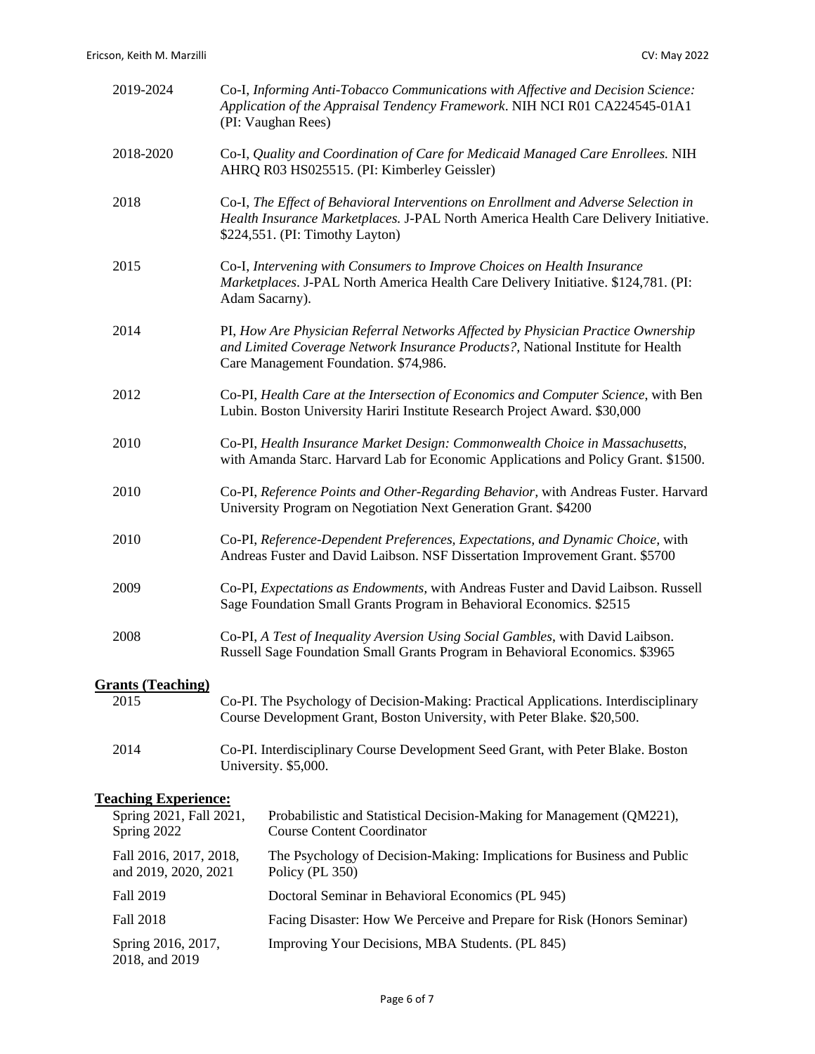2019-2024 — Co-I, *Informing Anti-Tobacco Communications with Affective and Decision Science: Application of the Appraisal Tendency Framework*. NIH NCI R01 CA224545-01A1 (PI: Vaughan Rees)

2018-2020 — Co-I, *Quality and Coordination of Care for Medicaid Managed Care Enrollees.* NIH AHRQ R03 HS025515. (PI: Kimberley Geissler)

2018 — Co-I, *The Effect of Behavioral Interventions on Enrollment and Adverse Selection in Health Insurance Marketplaces.* J-PAL North America Health Care Delivery Initiative. $224,551. (PI: Timothy Layton)

2015 — Co-I, *Intervening with Consumers to Improve Choices on Health Insurance Marketplaces*. J-PAL North America Health Care Delivery Initiative. $124,781. (PI: Adam Sacarny).

2014 — PI, *How Are Physician Referral Networks Affected by Physician Practice Ownership and Limited Coverage Network Insurance Products?*, National Institute for Health Care Management Foundation. $74,986.

2012 — Co-PI, *Health Care at the Intersection of Economics and Computer Science*, with Ben Lubin. Boston University Hariri Institute Research Project Award. $30,000

2010 — Co-PI, *Health Insurance Market Design: Commonwealth Choice in Massachusetts*, with Amanda Starc. Harvard Lab for Economic Applications and Policy Grant. $1500.

2010 — Co-PI, *Reference Points and Other-Regarding Behavior,* with Andreas Fuster. Harvard University Program on Negotiation Next Generation Grant. $4200

2010 — Co-PI, *Reference-Dependent Preferences, Expectations, and Dynamic Choice,* with Andreas Fuster and David Laibson. NSF Dissertation Improvement Grant. $5700

2009 — Co-PI, *Expectations as Endowments,* with Andreas Fuster and David Laibson. Russell Sage Foundation Small Grants Program in Behavioral Economics. $2515

2008 — Co-PI, *A Test of Inequality Aversion Using Social Gambles*, with David Laibson. Russell Sage Foundation Small Grants Program in Behavioral Economics. $3965

## Grants (Teaching)

2015 — Co-PI. The Psychology of Decision-Making: Practical Applications. Interdisciplinary Course Development Grant, Boston University, with Peter Blake. $20,500.

2014 — Co-PI. Interdisciplinary Course Development Seed Grant, with Peter Blake. Boston University. $5,000.

## Teaching Experience:

Spring 2021, Fall 2021, Spring 2022 — Probabilistic and Statistical Decision-Making for Management (QM221), Course Content Coordinator

Fall 2016, 2017, 2018, and 2019, 2020, 2021 — The Psychology of Decision-Making: Implications for Business and Public Policy (PL 350)

Fall 2019 — Doctoral Seminar in Behavioral Economics (PL 945)

Fall 2018 — Facing Disaster: How We Perceive and Prepare for Risk (Honors Seminar)

Spring 2016, 2017, 2018, and 2019 — Improving Your Decisions, MBA Students. (PL 845)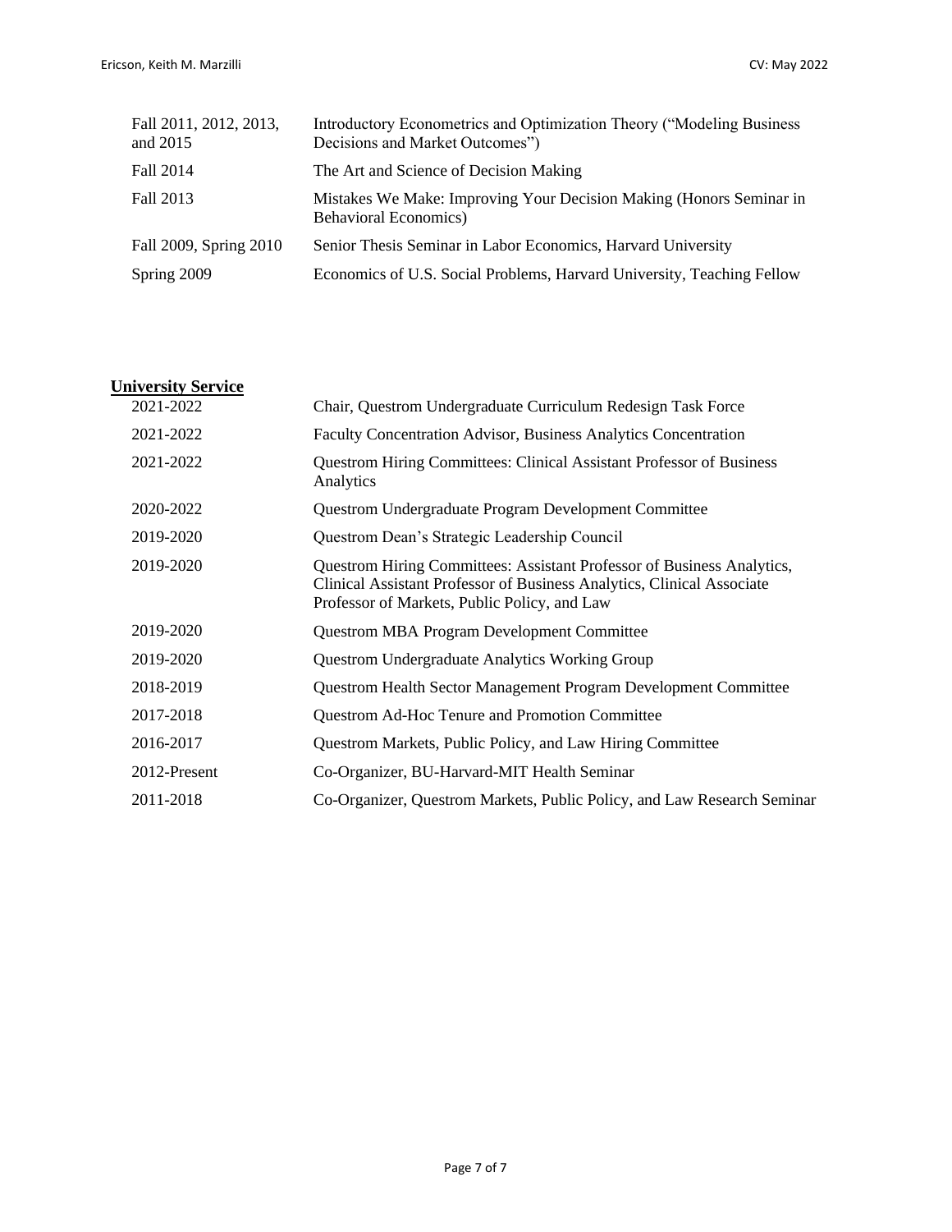| | |
|---|---|
| Fall 2011, 2012, 2013, and 2015 | Introductory Econometrics and Optimization Theory ("Modeling Business Decisions and Market Outcomes") |
| Fall 2014 | The Art and Science of Decision Making |
| Fall 2013 | Mistakes We Make: Improving Your Decision Making (Honors Seminar in Behavioral Economics) |
| Fall 2009, Spring 2010 | Senior Thesis Seminar in Labor Economics, Harvard University |
| Spring 2009 | Economics of U.S. Social Problems, Harvard University, Teaching Fellow |

**University Service**

| | |
|---|---|
| 2021-2022 | Chair, Questrom Undergraduate Curriculum Redesign Task Force |
| 2021-2022 | Faculty Concentration Advisor, Business Analytics Concentration |
| 2021-2022 | Questrom Hiring Committees: Clinical Assistant Professor of Business Analytics |
| 2020-2022 | Questrom Undergraduate Program Development Committee |
| 2019-2020 | Questrom Dean's Strategic Leadership Council |
| 2019-2020 | Questrom Hiring Committees: Assistant Professor of Business Analytics, Clinical Assistant Professor of Business Analytics, Clinical Associate Professor of Markets, Public Policy, and Law |
| 2019-2020 | Questrom MBA Program Development Committee |
| 2019-2020 | Questrom Undergraduate Analytics Working Group |
| 2018-2019 | Questrom Health Sector Management Program Development Committee |
| 2017-2018 | Questrom Ad-Hoc Tenure and Promotion Committee |
| 2016-2017 | Questrom Markets, Public Policy, and Law Hiring Committee |
| 2012-Present | Co-Organizer, BU-Harvard-MIT Health Seminar |
| 2011-2018 | Co-Organizer, Questrom Markets, Public Policy, and Law Research Seminar |